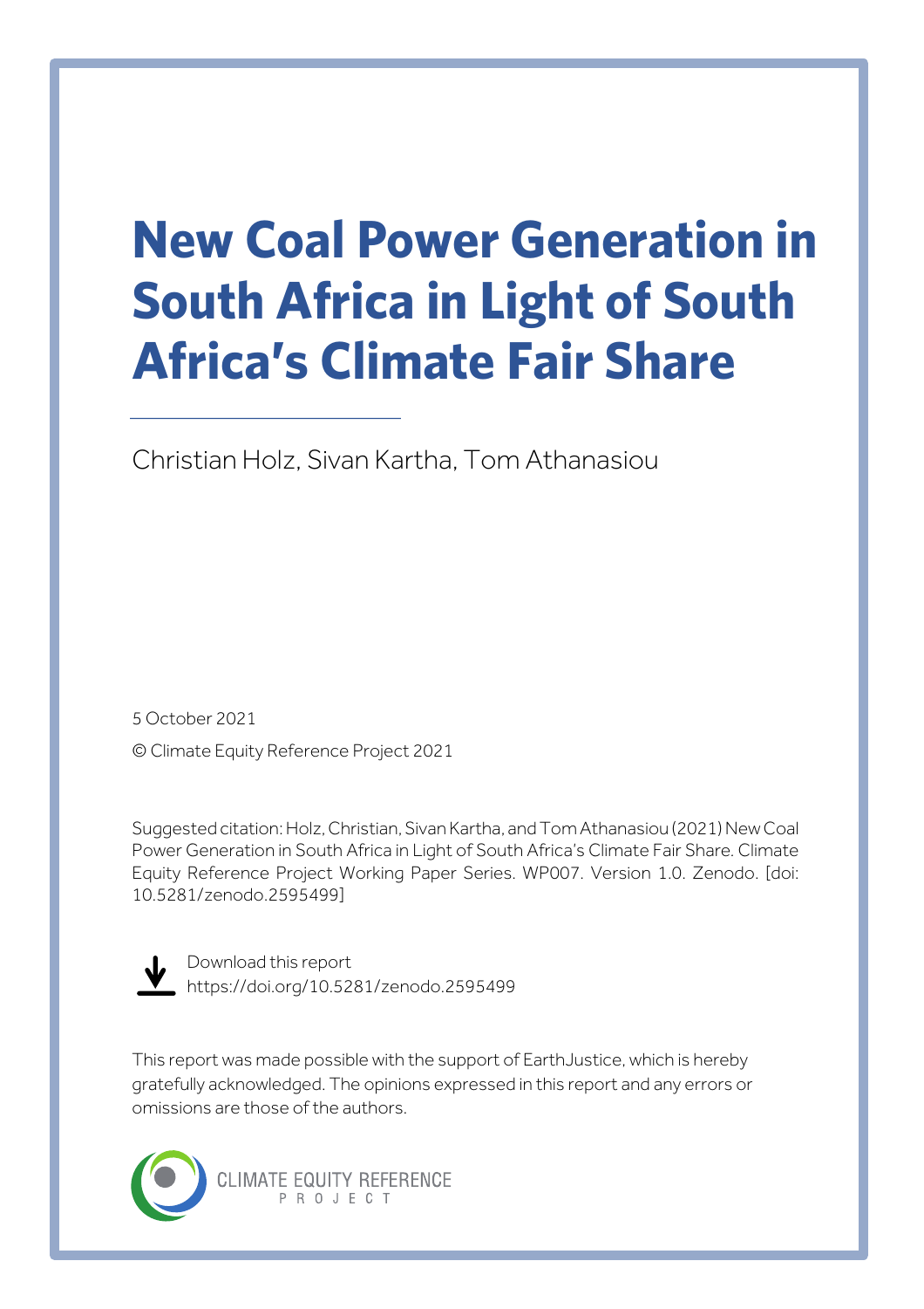# New Coal Power Generation in South Africa in Light of South Africa's Climate Fair Share

Christian Holz, Sivan Kartha, Tom Athanasiou

5 October 2021

© Climate Equity Reference Project 2021

Suggested citation: Holz, Christian, Sivan Kartha, and Tom Athanasiou (2021) New Coal Power Generation in South Africa in Light of South Africa's Climate Fair Share. Climate Equity Reference Project Working Paper Series. WP007. Version 1.0. Zenodo. [doi: 10.5281/zenodo.2595499]

Download this report
https://doi.org/10.5281/zenodo.2595499

This report was made possible with the support of EarthJustice, which is hereby gratefully acknowledged. The opinions expressed in this report and any errors or omissions are those of the authors.

CLIMATE EQUITY REFERENCE PROJECT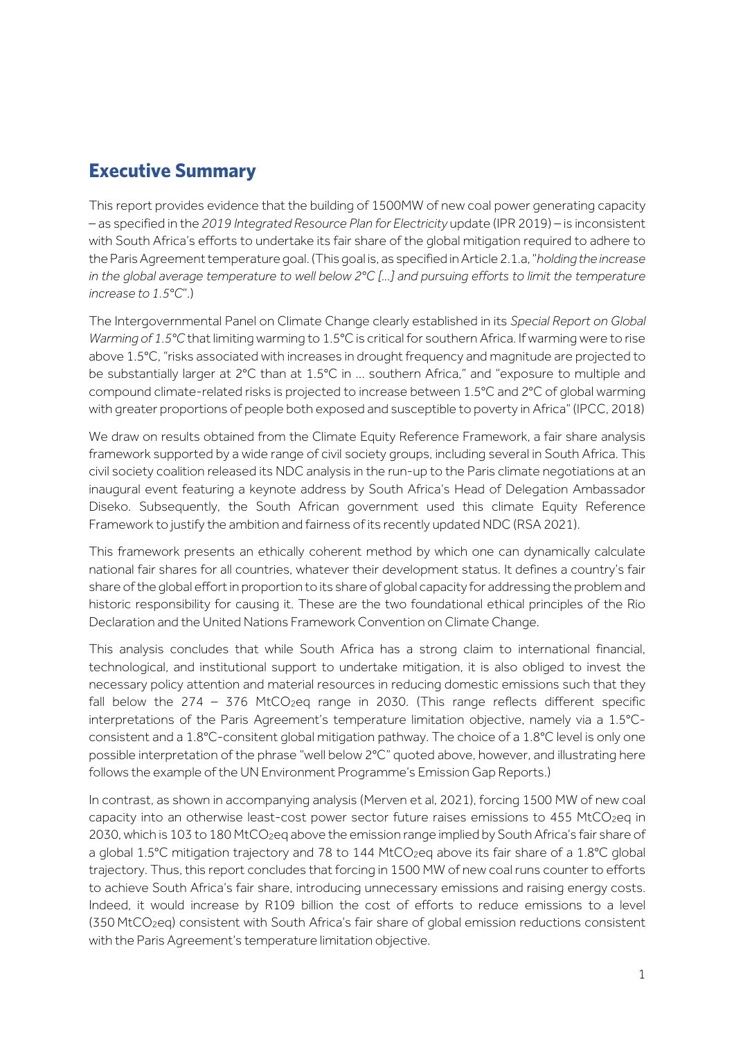## Executive Summary

This report provides evidence that the building of 1500MW of new coal power generating capacity – as specified in the *2019 Integrated Resource Plan for Electricity* update (IPR 2019) – is inconsistent with South Africa's efforts to undertake its fair share of the global mitigation required to adhere to the Paris Agreement temperature goal. (This goal is, as specified in Article 2.1.a, "*holding the increase in the global average temperature to well below 2°C [...] and pursuing efforts to limit the temperature increase to 1.5°C*".)

The Intergovernmental Panel on Climate Change clearly established in its *Special Report on Global Warming of 1.5°C* that limiting warming to 1.5°C is critical for southern Africa. If warming were to rise above 1.5°C, "risks associated with increases in drought frequency and magnitude are projected to be substantially larger at 2°C than at 1.5°C in ... southern Africa," and "exposure to multiple and compound climate-related risks is projected to increase between 1.5°C and 2°C of global warming with greater proportions of people both exposed and susceptible to poverty in Africa" (IPCC, 2018)

We draw on results obtained from the Climate Equity Reference Framework, a fair share analysis framework supported by a wide range of civil society groups, including several in South Africa. This civil society coalition released its NDC analysis in the run-up to the Paris climate negotiations at an inaugural event featuring a keynote address by South Africa's Head of Delegation Ambassador Diseko. Subsequently, the South African government used this climate Equity Reference Framework to justify the ambition and fairness of its recently updated NDC (RSA 2021).

This framework presents an ethically coherent method by which one can dynamically calculate national fair shares for all countries, whatever their development status. It defines a country's fair share of the global effort in proportion to its share of global capacity for addressing the problem and historic responsibility for causing it. These are the two foundational ethical principles of the Rio Declaration and the United Nations Framework Convention on Climate Change.

This analysis concludes that while South Africa has a strong claim to international financial, technological, and institutional support to undertake mitigation, it is also obliged to invest the necessary policy attention and material resources in reducing domestic emissions such that they fall below the 274 – 376 $MtCO_2eq$ range in 2030. (This range reflects different specific interpretations of the Paris Agreement's temperature limitation objective, namely via a 1.5°C-consistent and a 1.8°C-consitent global mitigation pathway. The choice of a 1.8°C level is only one possible interpretation of the phrase "well below 2°C" quoted above, however, and illustrating here follows the example of the UN Environment Programme's Emission Gap Reports.)

In contrast, as shown in accompanying analysis (Merven et al, 2021), forcing 1500 MW of new coal capacity into an otherwise least-cost power sector future raises emissions to 455 $MtCO_2eq$ in 2030, which is 103 to 180 $MtCO_2eq$ above the emission range implied by South Africa's fair share of a global 1.5°C mitigation trajectory and 78 to 144 $MtCO_2eq$ above its fair share of a 1.8°C global trajectory. Thus, this report concludes that forcing in 1500 MW of new coal runs counter to efforts to achieve South Africa's fair share, introducing unnecessary emissions and raising energy costs. Indeed, it would increase by R109 billion the cost of efforts to reduce emissions to a level (350 $MtCO_2eq$) consistent with South Africa's fair share of global emission reductions consistent with the Paris Agreement's temperature limitation objective.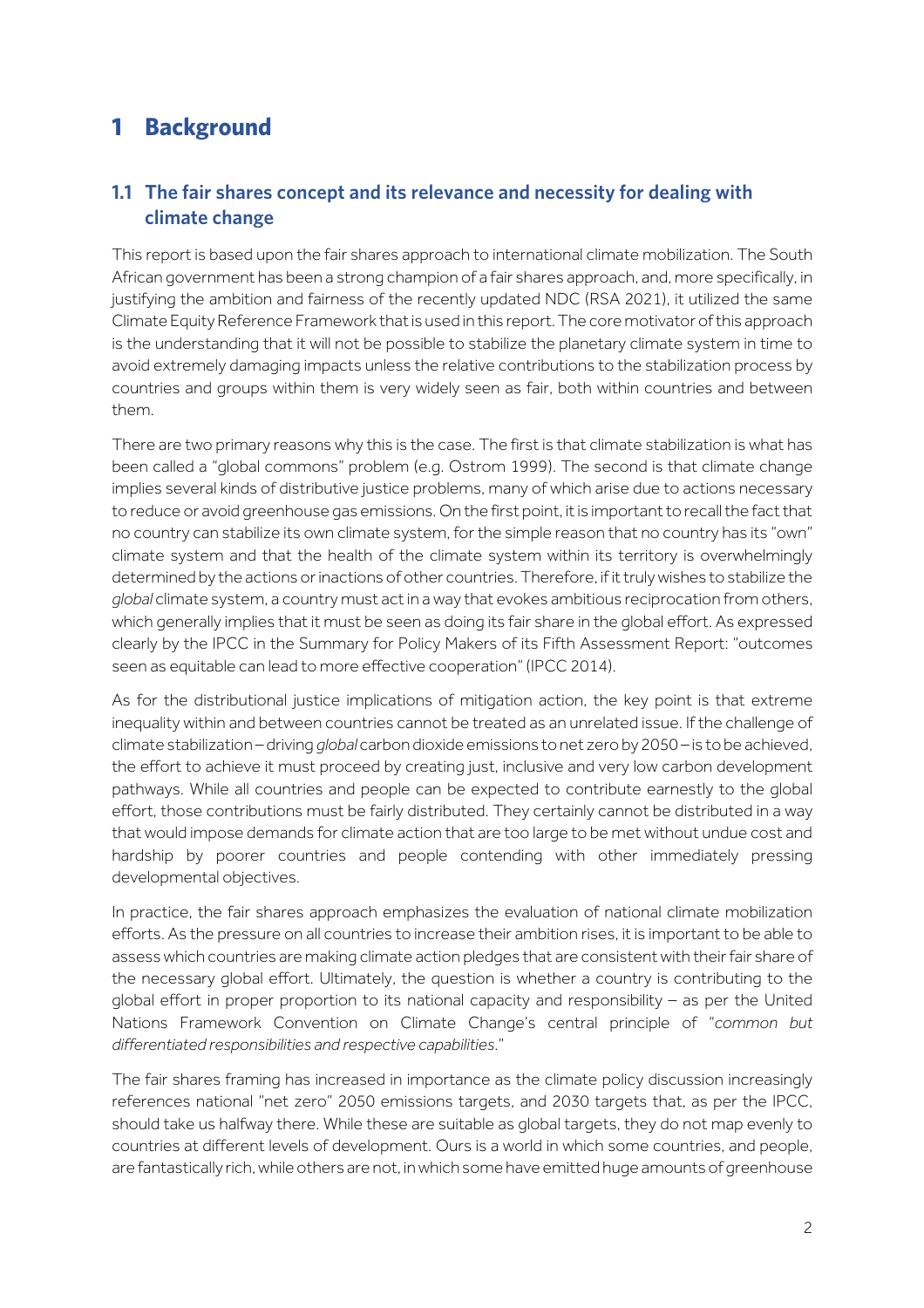# 1 Background

## 1.1 The fair shares concept and its relevance and necessity for dealing with climate change

This report is based upon the fair shares approach to international climate mobilization. The South African government has been a strong champion of a fair shares approach, and, more specifically, in justifying the ambition and fairness of the recently updated NDC (RSA 2021), it utilized the same Climate Equity Reference Framework that is used in this report. The core motivator of this approach is the understanding that it will not be possible to stabilize the planetary climate system in time to avoid extremely damaging impacts unless the relative contributions to the stabilization process by countries and groups within them is very widely seen as fair, both within countries and between them.

There are two primary reasons why this is the case. The first is that climate stabilization is what has been called a "global commons" problem (e.g. Ostrom 1999). The second is that climate change implies several kinds of distributive justice problems, many of which arise due to actions necessary to reduce or avoid greenhouse gas emissions. On the first point, it is important to recall the fact that no country can stabilize its own climate system, for the simple reason that no country has its "own" climate system and that the health of the climate system within its territory is overwhelmingly determined by the actions or inactions of other countries. Therefore, if it truly wishes to stabilize the *global* climate system, a country must act in a way that evokes ambitious reciprocation from others, which generally implies that it must be seen as doing its fair share in the global effort. As expressed clearly by the IPCC in the Summary for Policy Makers of its Fifth Assessment Report: "outcomes seen as equitable can lead to more effective cooperation" (IPCC 2014).

As for the distributional justice implications of mitigation action, the key point is that extreme inequality within and between countries cannot be treated as an unrelated issue. If the challenge of climate stabilization – driving *global* carbon dioxide emissions to net zero by 2050 – is to be achieved, the effort to achieve it must proceed by creating just, inclusive and very low carbon development pathways. While all countries and people can be expected to contribute earnestly to the global effort, those contributions must be fairly distributed. They certainly cannot be distributed in a way that would impose demands for climate action that are too large to be met without undue cost and hardship by poorer countries and people contending with other immediately pressing developmental objectives.

In practice, the fair shares approach emphasizes the evaluation of national climate mobilization efforts. As the pressure on all countries to increase their ambition rises, it is important to be able to assess which countries are making climate action pledges that are consistent with their fair share of the necessary global effort. Ultimately, the question is whether a country is contributing to the global effort in proper proportion to its national capacity and responsibility – as per the United Nations Framework Convention on Climate Change's central principle of "*common but differentiated responsibilities and respective capabilities*."

The fair shares framing has increased in importance as the climate policy discussion increasingly references national "net zero" 2050 emissions targets, and 2030 targets that, as per the IPCC, should take us halfway there. While these are suitable as global targets, they do not map evenly to countries at different levels of development. Ours is a world in which some countries, and people, are fantastically rich, while others are not, in which some have emitted huge amounts of greenhouse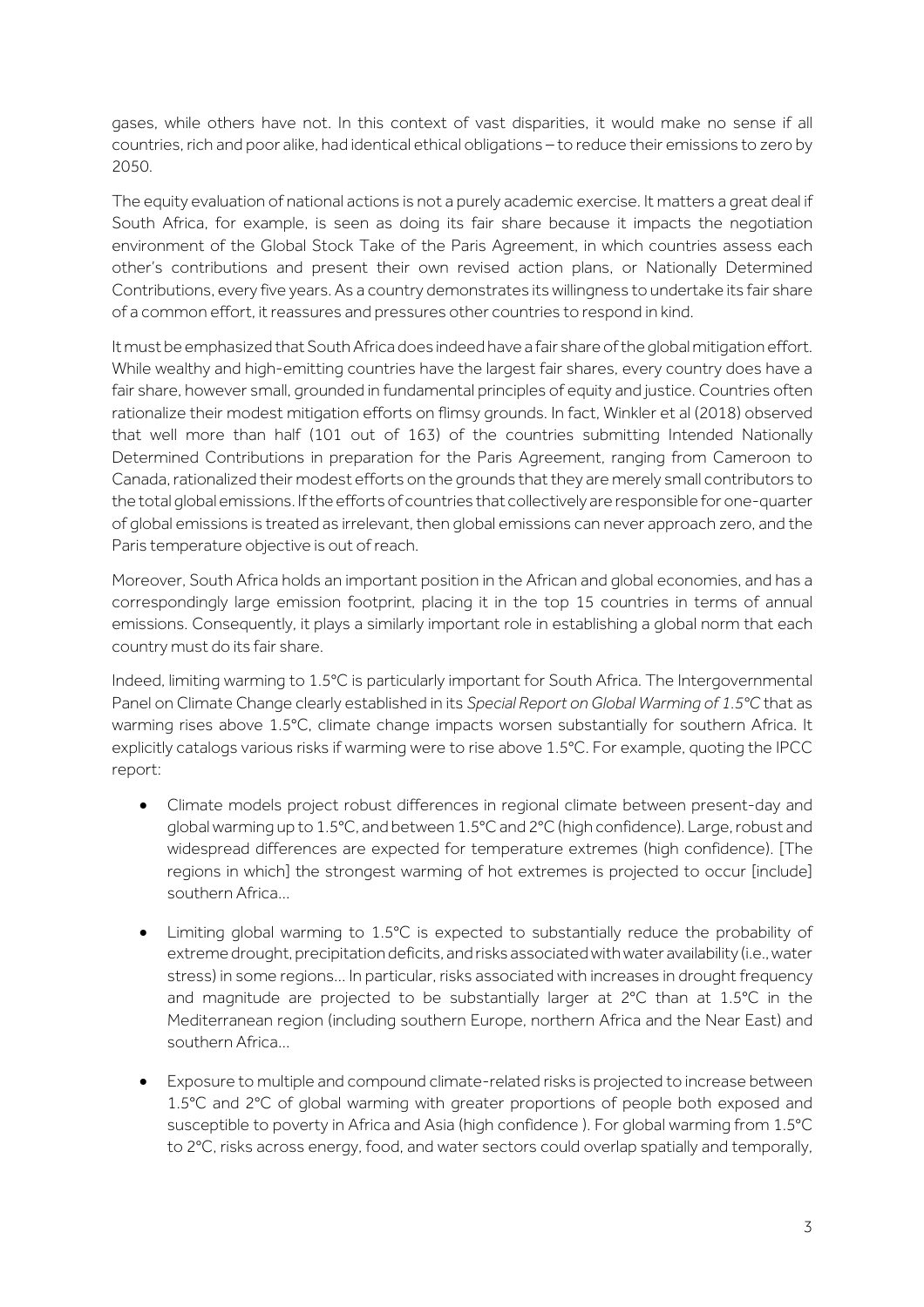gases, while others have not. In this context of vast disparities, it would make no sense if all countries, rich and poor alike, had identical ethical obligations – to reduce their emissions to zero by 2050.

The equity evaluation of national actions is not a purely academic exercise. It matters a great deal if South Africa, for example, is seen as doing its fair share because it impacts the negotiation environment of the Global Stock Take of the Paris Agreement, in which countries assess each other's contributions and present their own revised action plans, or Nationally Determined Contributions, every five years. As a country demonstrates its willingness to undertake its fair share of a common effort, it reassures and pressures other countries to respond in kind.

It must be emphasized that South Africa does indeed have a fair share of the global mitigation effort. While wealthy and high-emitting countries have the largest fair shares, every country does have a fair share, however small, grounded in fundamental principles of equity and justice. Countries often rationalize their modest mitigation efforts on flimsy grounds. In fact, Winkler et al (2018) observed that well more than half (101 out of 163) of the countries submitting Intended Nationally Determined Contributions in preparation for the Paris Agreement, ranging from Cameroon to Canada, rationalized their modest efforts on the grounds that they are merely small contributors to the total global emissions. If the efforts of countries that collectively are responsible for one-quarter of global emissions is treated as irrelevant, then global emissions can never approach zero, and the Paris temperature objective is out of reach.

Moreover, South Africa holds an important position in the African and global economies, and has a correspondingly large emission footprint, placing it in the top 15 countries in terms of annual emissions. Consequently, it plays a similarly important role in establishing a global norm that each country must do its fair share.

Indeed, limiting warming to 1.5°C is particularly important for South Africa. The Intergovernmental Panel on Climate Change clearly established in its *Special Report on Global Warming of 1.5°C* that as warming rises above 1.5°C, climate change impacts worsen substantially for southern Africa. It explicitly catalogs various risks if warming were to rise above 1.5°C. For example, quoting the IPCC report:

- Climate models project robust differences in regional climate between present-day and global warming up to 1.5°C, and between 1.5°C and 2°C (high confidence). Large, robust and widespread differences are expected for temperature extremes (high confidence). [The regions in which] the strongest warming of hot extremes is projected to occur [include] southern Africa...

- Limiting global warming to 1.5°C is expected to substantially reduce the probability of extreme drought, precipitation deficits, and risks associated with water availability (i.e., water stress) in some regions... In particular, risks associated with increases in drought frequency and magnitude are projected to be substantially larger at 2°C than at 1.5°C in the Mediterranean region (including southern Europe, northern Africa and the Near East) and southern Africa...

- Exposure to multiple and compound climate-related risks is projected to increase between 1.5°C and 2°C of global warming with greater proportions of people both exposed and susceptible to poverty in Africa and Asia (high confidence ). For global warming from 1.5°C to 2°C, risks across energy, food, and water sectors could overlap spatially and temporally,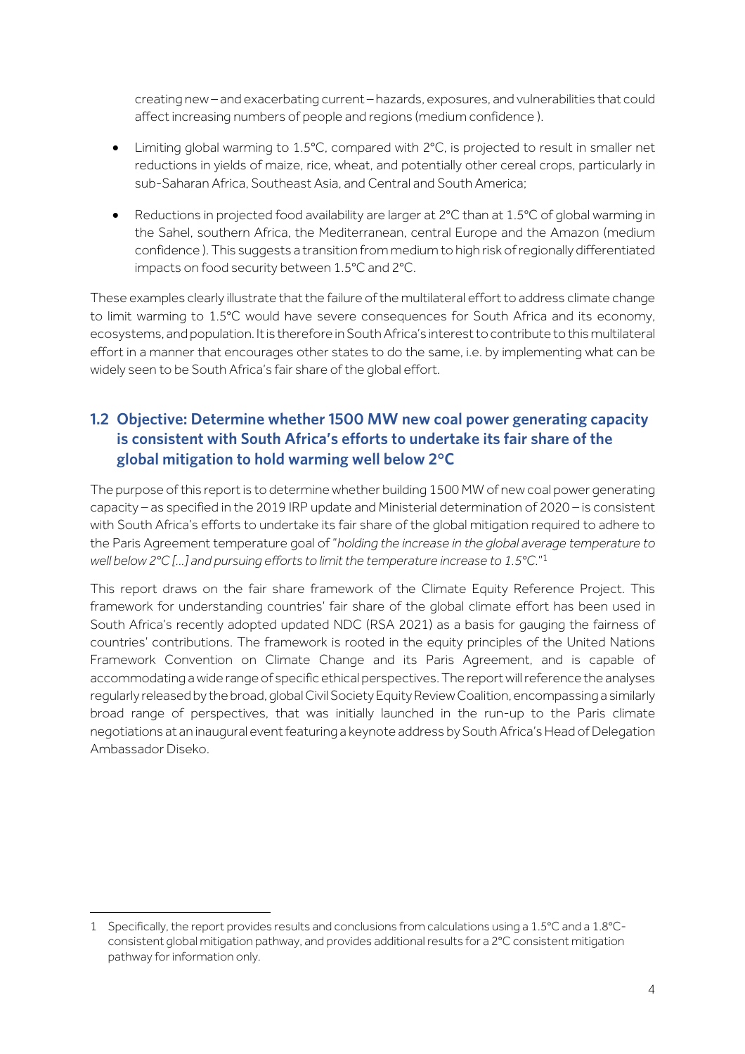creating new – and exacerbating current – hazards, exposures, and vulnerabilities that could affect increasing numbers of people and regions (medium confidence ).

- Limiting global warming to 1.5°C, compared with 2°C, is projected to result in smaller net reductions in yields of maize, rice, wheat, and potentially other cereal crops, particularly in sub-Saharan Africa, Southeast Asia, and Central and South America;
- Reductions in projected food availability are larger at 2°C than at 1.5°C of global warming in the Sahel, southern Africa, the Mediterranean, central Europe and the Amazon (medium confidence ). This suggests a transition from medium to high risk of regionally differentiated impacts on food security between 1.5°C and 2°C.

These examples clearly illustrate that the failure of the multilateral effort to address climate change to limit warming to 1.5°C would have severe consequences for South Africa and its economy, ecosystems, and population. It is therefore in South Africa's interest to contribute to this multilateral effort in a manner that encourages other states to do the same, i.e. by implementing what can be widely seen to be South Africa's fair share of the global effort.

## 1.2 Objective: Determine whether 1500 MW new coal power generating capacity is consistent with South Africa's efforts to undertake its fair share of the global mitigation to hold warming well below 2°C

The purpose of this report is to determine whether building 1500 MW of new coal power generating capacity – as specified in the 2019 IRP update and Ministerial determination of 2020 – is consistent with South Africa's efforts to undertake its fair share of the global mitigation required to adhere to the Paris Agreement temperature goal of "*holding the increase in the global average temperature to well below 2°C […] and pursuing efforts to limit the temperature increase to 1.5°C.*"[1]

This report draws on the fair share framework of the Climate Equity Reference Project. This framework for understanding countries' fair share of the global climate effort has been used in South Africa's recently adopted updated NDC (RSA 2021) as a basis for gauging the fairness of countries' contributions. The framework is rooted in the equity principles of the United Nations Framework Convention on Climate Change and its Paris Agreement, and is capable of accommodating a wide range of specific ethical perspectives. The report will reference the analyses regularly released by the broad, global Civil Society Equity Review Coalition, encompassing a similarly broad range of perspectives, that was initially launched in the run-up to the Paris climate negotiations at an inaugural event featuring a keynote address by South Africa's Head of Delegation Ambassador Diseko.

---

1 Specifically, the report provides results and conclusions from calculations using a 1.5°C and a 1.8°C-consistent global mitigation pathway, and provides additional results for a 2°C consistent mitigation pathway for information only.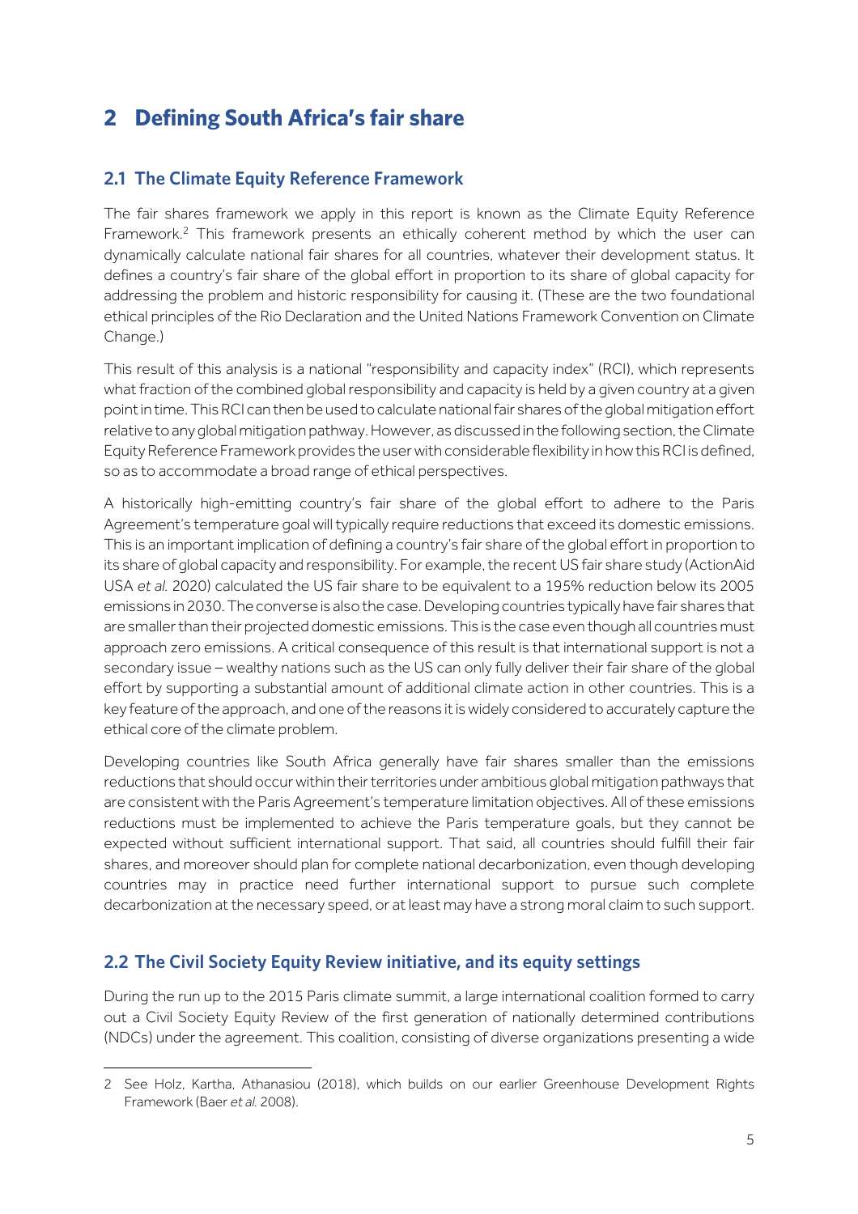# 2 Defining South Africa's fair share

## 2.1 The Climate Equity Reference Framework

The fair shares framework we apply in this report is known as the Climate Equity Reference Framework.[2] This framework presents an ethically coherent method by which the user can dynamically calculate national fair shares for all countries, whatever their development status. It defines a country's fair share of the global effort in proportion to its share of global capacity for addressing the problem and historic responsibility for causing it. (These are the two foundational ethical principles of the Rio Declaration and the United Nations Framework Convention on Climate Change.)

This result of this analysis is a national "responsibility and capacity index" (RCI), which represents what fraction of the combined global responsibility and capacity is held by a given country at a given point in time. This RCI can then be used to calculate national fair shares of the global mitigation effort relative to any global mitigation pathway. However, as discussed in the following section, the Climate Equity Reference Framework provides the user with considerable flexibility in how this RCI is defined, so as to accommodate a broad range of ethical perspectives.

A historically high-emitting country's fair share of the global effort to adhere to the Paris Agreement's temperature goal will typically require reductions that exceed its domestic emissions. This is an important implication of defining a country's fair share of the global effort in proportion to its share of global capacity and responsibility. For example, the recent US fair share study (ActionAid USA *et al.* 2020) calculated the US fair share to be equivalent to a 195% reduction below its 2005 emissions in 2030. The converse is also the case. Developing countries typically have fair shares that are smaller than their projected domestic emissions. This is the case even though all countries must approach zero emissions. A critical consequence of this result is that international support is not a secondary issue – wealthy nations such as the US can only fully deliver their fair share of the global effort by supporting a substantial amount of additional climate action in other countries. This is a key feature of the approach, and one of the reasons it is widely considered to accurately capture the ethical core of the climate problem.

Developing countries like South Africa generally have fair shares smaller than the emissions reductions that should occur within their territories under ambitious global mitigation pathways that are consistent with the Paris Agreement's temperature limitation objectives. All of these emissions reductions must be implemented to achieve the Paris temperature goals, but they cannot be expected without sufficient international support. That said, all countries should fulfill their fair shares, and moreover should plan for complete national decarbonization, even though developing countries may in practice need further international support to pursue such complete decarbonization at the necessary speed, or at least may have a strong moral claim to such support.

## 2.2 The Civil Society Equity Review initiative, and its equity settings

During the run up to the 2015 Paris climate summit, a large international coalition formed to carry out a Civil Society Equity Review of the first generation of nationally determined contributions (NDCs) under the agreement. This coalition, consisting of diverse organizations presenting a wide

---

2 See Holz, Kartha, Athanasiou (2018), which builds on our earlier Greenhouse Development Rights Framework (Baer *et al.* 2008).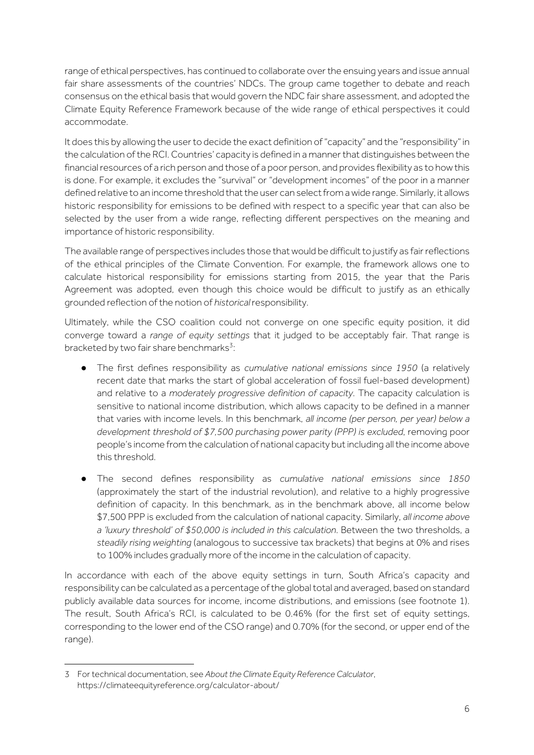range of ethical perspectives, has continued to collaborate over the ensuing years and issue annual fair share assessments of the countries' NDCs. The group came together to debate and reach consensus on the ethical basis that would govern the NDC fair share assessment, and adopted the Climate Equity Reference Framework because of the wide range of ethical perspectives it could accommodate.

It does this by allowing the user to decide the exact definition of "capacity" and the "responsibility" in the calculation of the RCI. Countries' capacity is defined in a manner that distinguishes between the financial resources of a rich person and those of a poor person, and provides flexibility as to how this is done. For example, it excludes the "survival" or "development incomes" of the poor in a manner defined relative to an income threshold that the user can select from a wide range. Similarly, it allows historic responsibility for emissions to be defined with respect to a specific year that can also be selected by the user from a wide range, reflecting different perspectives on the meaning and importance of historic responsibility.

The available range of perspectives includes those that would be difficult to justify as fair reflections of the ethical principles of the Climate Convention. For example, the framework allows one to calculate historical responsibility for emissions starting from 2015, the year that the Paris Agreement was adopted, even though this choice would be difficult to justify as an ethically grounded reflection of the notion of *historical* responsibility.

Ultimately, while the CSO coalition could not converge on one specific equity position, it did converge toward a *range of equity settings* that it judged to be acceptably fair. That range is bracketed by two fair share benchmarks[3]:

- The first defines responsibility as *cumulative national emissions since 1950* (a relatively recent date that marks the start of global acceleration of fossil fuel-based development) and relative to a *moderately progressive definition of capacity*. The capacity calculation is sensitive to national income distribution, which allows capacity to be defined in a manner that varies with income levels. In this benchmark, *all income (per person, per year) below a development threshold of $7,500 purchasing power parity (PPP) is excluded*, removing poor people's income from the calculation of national capacity but including all the income above this threshold.
- The second defines responsibility as *cumulative national emissions since 1850* (approximately the start of the industrial revolution), and relative to a highly progressive definition of capacity. In this benchmark, as in the benchmark above, all income below $7,500 PPP is excluded from the calculation of national capacity. Similarly, *all income above a 'luxury threshold' of $50,000 is included in this calculation*. Between the two thresholds, a *steadily rising weighting* (analogous to successive tax brackets) that begins at 0% and rises to 100% includes gradually more of the income in the calculation of capacity.

In accordance with each of the above equity settings in turn, South Africa's capacity and responsibility can be calculated as a percentage of the global total and averaged, based on standard publicly available data sources for income, income distributions, and emissions (see footnote 1). The result, South Africa's RCI, is calculated to be 0.46% (for the first set of equity settings, corresponding to the lower end of the CSO range) and 0.70% (for the second, or upper end of the range).

---

3 For technical documentation, see *About the Climate Equity Reference Calculator*, https://climateequityreference.org/calculator-about/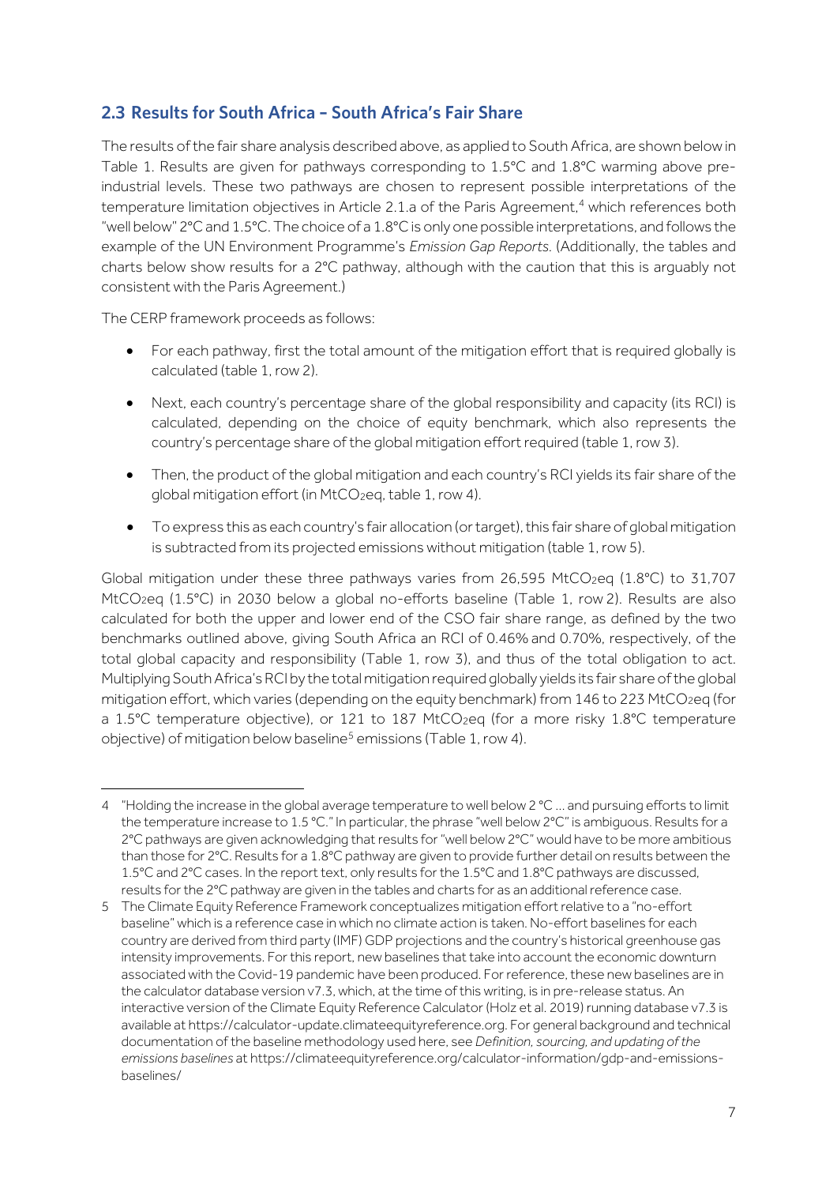## 2.3 Results for South Africa – South Africa's Fair Share

The results of the fair share analysis described above, as applied to South Africa, are shown below in Table 1. Results are given for pathways corresponding to 1.5°C and 1.8°C warming above pre-industrial levels. These two pathways are chosen to represent possible interpretations of the temperature limitation objectives in Article 2.1.a of the Paris Agreement,[4] which references both "well below" 2°C and 1.5°C. The choice of a 1.8°C is only one possible interpretations, and follows the example of the UN Environment Programme's *Emission Gap Reports*. (Additionally, the tables and charts below show results for a 2°C pathway, although with the caution that this is arguably not consistent with the Paris Agreement.)

The CERP framework proceeds as follows:

- For each pathway, first the total amount of the mitigation effort that is required globally is calculated (table 1, row 2).
- Next, each country's percentage share of the global responsibility and capacity (its RCI) is calculated, depending on the choice of equity benchmark, which also represents the country's percentage share of the global mitigation effort required (table 1, row 3).
- Then, the product of the global mitigation and each country's RCI yields its fair share of the global mitigation effort (in $MtCO_2eq$, table 1, row 4).
- To express this as each country's fair allocation (or target), this fair share of global mitigation is subtracted from its projected emissions without mitigation (table 1, row 5).

Global mitigation under these three pathways varies from 26,595 $MtCO_2eq$ (1.8°C) to 31,707 $MtCO_2eq$ (1.5°C) in 2030 below a global no-efforts baseline (Table 1, row 2). Results are also calculated for both the upper and lower end of the CSO fair share range, as defined by the two benchmarks outlined above, giving South Africa an RCI of 0.46% and 0.70%, respectively, of the total global capacity and responsibility (Table 1, row 3), and thus of the total obligation to act. Multiplying South Africa's RCI by the total mitigation required globally yields its fair share of the global mitigation effort, which varies (depending on the equity benchmark) from 146 to 223 $MtCO_2eq$ (for a 1.5°C temperature objective), or 121 to 187 $MtCO_2eq$ (for a more risky 1.8°C temperature objective) of mitigation below baseline[5] emissions (Table 1, row 4).

---

4 "Holding the increase in the global average temperature to well below 2 °C ... and pursuing efforts to limit the temperature increase to 1.5 °C." In particular, the phrase "well below 2°C" is ambiguous. Results for a 2°C pathways are given acknowledging that results for "well below 2°C" would have to be more ambitious than those for 2°C. Results for a 1.8°C pathway are given to provide further detail on results between the 1.5°C and 2°C cases. In the report text, only results for the 1.5°C and 1.8°C pathways are discussed, results for the 2°C pathway are given in the tables and charts for as an additional reference case.

5 The Climate Equity Reference Framework conceptualizes mitigation effort relative to a "no-effort baseline" which is a reference case in which no climate action is taken. No-effort baselines for each country are derived from third party (IMF) GDP projections and the country's historical greenhouse gas intensity improvements. For this report, new baselines that take into account the economic downturn associated with the Covid-19 pandemic have been produced. For reference, these new baselines are in the calculator database version v7.3, which, at the time of this writing, is in pre-release status. An interactive version of the Climate Equity Reference Calculator (Holz et al. 2019) running database v7.3 is available at https://calculator-update.climateequityreference.org. For general background and technical documentation of the baseline methodology used here, see *Definition, sourcing, and updating of the emissions baselines* at https://climateequityreference.org/calculator-information/gdp-and-emissions-baselines/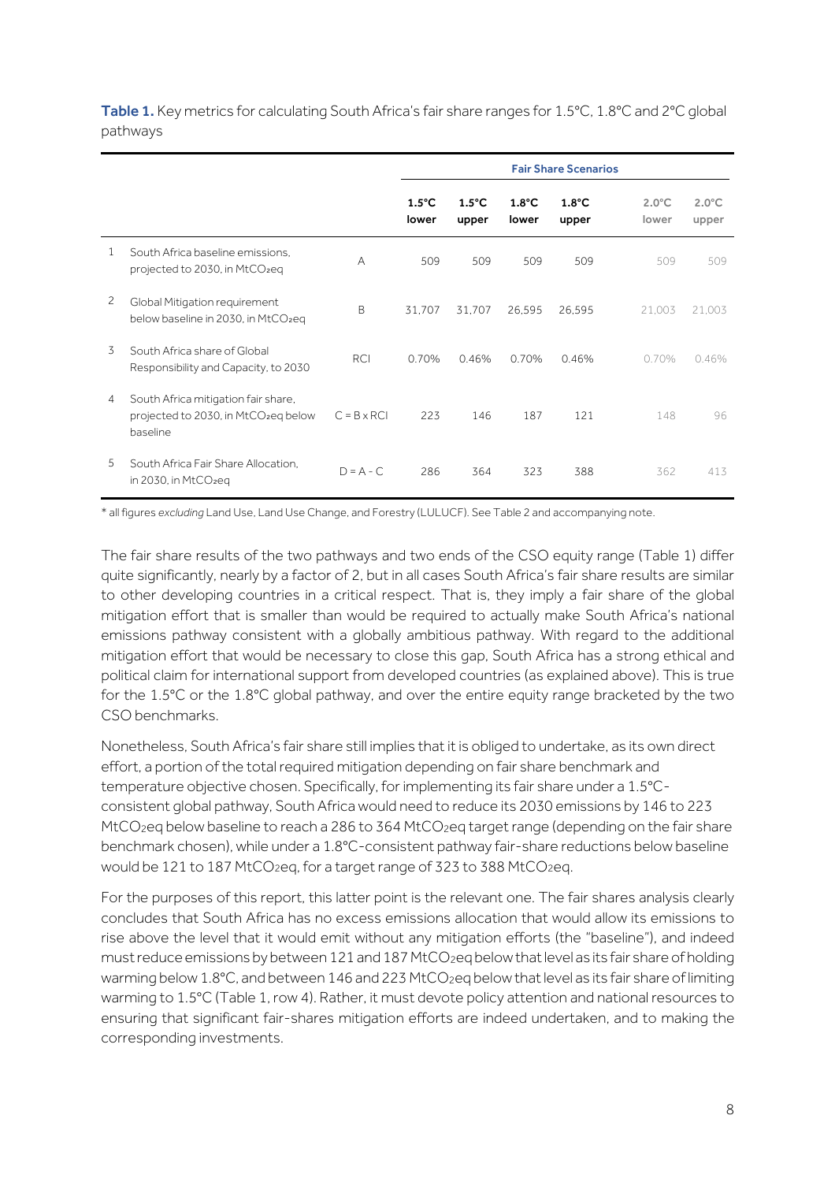**Table 1.** Key metrics for calculating South Africa's fair share ranges for 1.5°C, 1.8°C and 2°C global pathways

| | | | Fair Share Scenarios | | | | | |
|---|---|---|---|---|---|---|---|---|
| | | | 1.5°C lower | 1.5°C upper | 1.8°C lower | 1.8°C upper | 2.0°C lower | 2.0°C upper |
| 1 | South Africa baseline emissions, projected to 2030, in $MtCO_2eq$ | A | 509 | 509 | 509 | 509 | 509 | 509 |
| 2 | Global Mitigation requirement below baseline in 2030, in $MtCO_2eq$ | B | 31,707 | 31,707 | 26,595 | 26,595 | 21,003 | 21,003 |
| 3 | South Africa share of Global Responsibility and Capacity, to 2030 | RCI | 0.70% | 0.46% | 0.70% | 0.46% | 0.70% | 0.46% |
| 4 | South Africa mitigation fair share, projected to 2030, in $MtCO_2eq$ below baseline | C = B x RCI | 223 | 146 | 187 | 121 | 148 | 96 |
| 5 | South Africa Fair Share Allocation, in 2030, in $MtCO_2eq$ | D = A - C | 286 | 364 | 323 | 388 | 362 | 413 |

* all figures *excluding* Land Use, Land Use Change, and Forestry (LULUCF). See Table 2 and accompanying note.

The fair share results of the two pathways and two ends of the CSO equity range (Table 1) differ quite significantly, nearly by a factor of 2, but in all cases South Africa's fair share results are similar to other developing countries in a critical respect. That is, they imply a fair share of the global mitigation effort that is smaller than would be required to actually make South Africa's national emissions pathway consistent with a globally ambitious pathway. With regard to the additional mitigation effort that would be necessary to close this gap, South Africa has a strong ethical and political claim for international support from developed countries (as explained above). This is true for the 1.5°C or the 1.8°C global pathway, and over the entire equity range bracketed by the two CSO benchmarks.

Nonetheless, South Africa's fair share still implies that it is obliged to undertake, as its own direct effort, a portion of the total required mitigation depending on fair share benchmark and temperature objective chosen. Specifically, for implementing its fair share under a 1.5°C-consistent global pathway, South Africa would need to reduce its 2030 emissions by 146 to 223 $MtCO_2eq$ below baseline to reach a 286 to 364 $MtCO_2eq$ target range (depending on the fair share benchmark chosen), while under a 1.8°C-consistent pathway fair-share reductions below baseline would be 121 to 187 $MtCO_2eq$, for a target range of 323 to 388 $MtCO_2eq$.

For the purposes of this report, this latter point is the relevant one. The fair shares analysis clearly concludes that South Africa has no excess emissions allocation that would allow its emissions to rise above the level that it would emit without any mitigation efforts (the "baseline"), and indeed must reduce emissions by between 121 and 187 $MtCO_2eq$ below that level as its fair share of holding warming below 1.8°C, and between 146 and 223 $MtCO_2eq$ below that level as its fair share of limiting warming to 1.5°C (Table 1, row 4). Rather, it must devote policy attention and national resources to ensuring that significant fair-shares mitigation efforts are indeed undertaken, and to making the corresponding investments.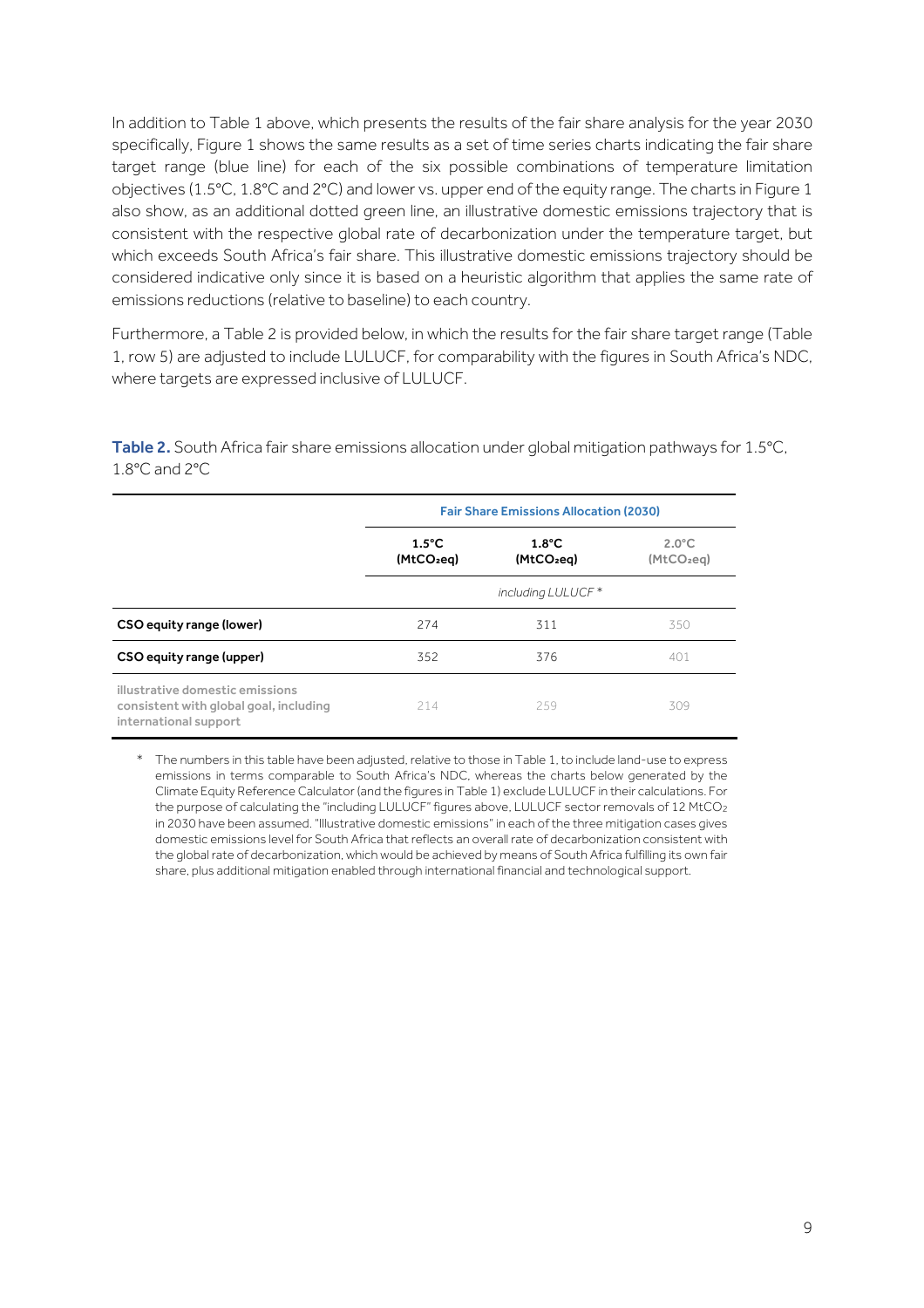In addition to Table 1 above, which presents the results of the fair share analysis for the year 2030 specifically, Figure 1 shows the same results as a set of time series charts indicating the fair share target range (blue line) for each of the six possible combinations of temperature limitation objectives (1.5°C, 1.8°C and 2°C) and lower vs. upper end of the equity range. The charts in Figure 1 also show, as an additional dotted green line, an illustrative domestic emissions trajectory that is consistent with the respective global rate of decarbonization under the temperature target, but which exceeds South Africa's fair share. This illustrative domestic emissions trajectory should be considered indicative only since it is based on a heuristic algorithm that applies the same rate of emissions reductions (relative to baseline) to each country.

Furthermore, a Table 2 is provided below, in which the results for the fair share target range (Table 1, row 5) are adjusted to include LULUCF, for comparability with the figures in South Africa's NDC, where targets are expressed inclusive of LULUCF.

**Table 2.** South Africa fair share emissions allocation under global mitigation pathways for 1.5°C, 1.8°C and 2°C

| | Fair Share Emissions Allocation (2030) | | |
|---|---|---|---|
| | **1.5°C ($MtCO_2eq$)** | **1.8°C ($MtCO_2eq$)** | 2.0°C ($MtCO_2eq$) |
| | | *including LULUCF \** | |
| **CSO equity range (lower)** | 274 | 311 | 350 |
| **CSO equity range (upper)** | 352 | 376 | 401 |
| illustrative domestic emissions consistent with global goal, including international support | 214 | 259 | 309 |

\* The numbers in this table have been adjusted, relative to those in Table 1, to include land-use to express emissions in terms comparable to South Africa's NDC, whereas the charts below generated by the Climate Equity Reference Calculator (and the figures in Table 1) exclude LULUCF in their calculations. For the purpose of calculating the "including LULUCF" figures above, LULUCF sector removals of 12 $MtCO_2$ in 2030 have been assumed. "Illustrative domestic emissions" in each of the three mitigation cases gives domestic emissions level for South Africa that reflects an overall rate of decarbonization consistent with the global rate of decarbonization, which would be achieved by means of South Africa fulfilling its own fair share, plus additional mitigation enabled through international financial and technological support.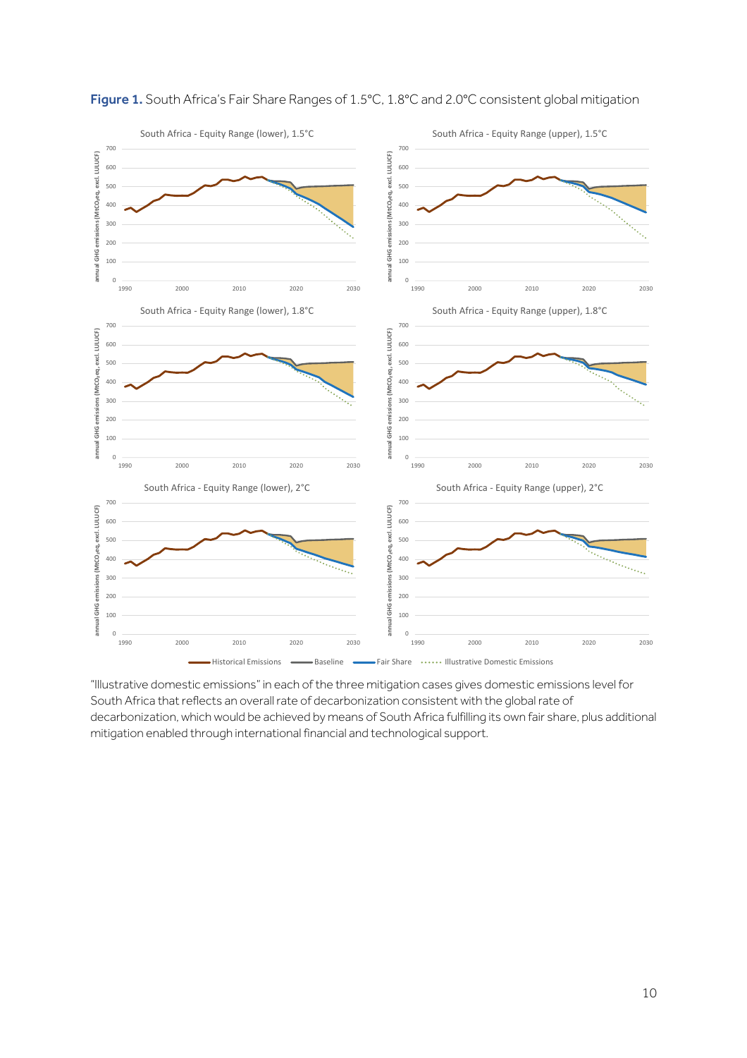**Figure 1.** South Africa's Fair Share Ranges of 1.5°C, 1.8°C and 2.0°C consistent global mitigation

"Illustrative domestic emissions" in each of the three mitigation cases gives domestic emissions level for South Africa that reflects an overall rate of decarbonization consistent with the global rate of decarbonization, which would be achieved by means of South Africa fulfilling its own fair share, plus additional mitigation enabled through international financial and technological support.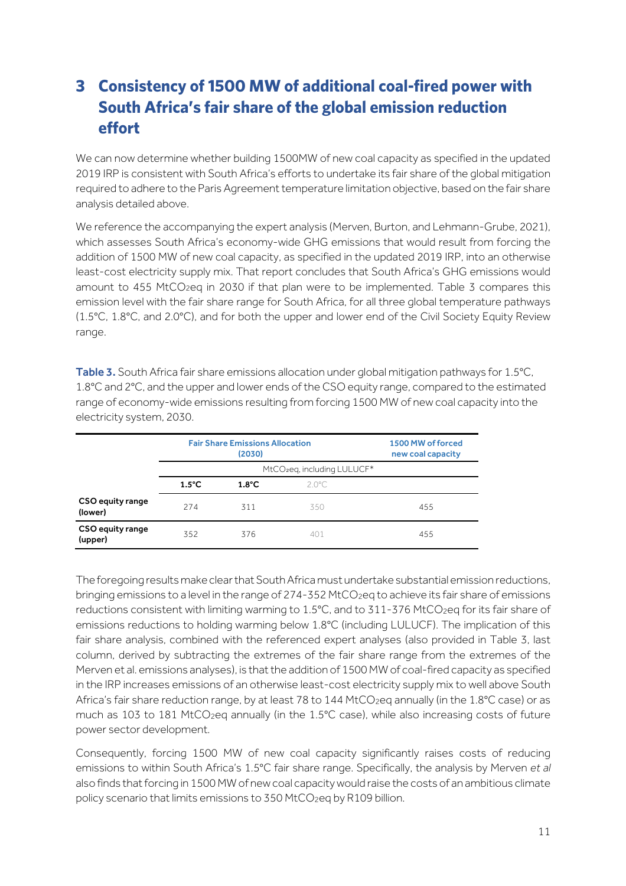# 3 Consistency of 1500 MW of additional coal-fired power with South Africa's fair share of the global emission reduction effort

We can now determine whether building 1500MW of new coal capacity as specified in the updated 2019 IRP is consistent with South Africa's efforts to undertake its fair share of the global mitigation required to adhere to the Paris Agreement temperature limitation objective, based on the fair share analysis detailed above.

We reference the accompanying the expert analysis (Merven, Burton, and Lehmann-Grube, 2021), which assesses South Africa's economy-wide GHG emissions that would result from forcing the addition of 1500 MW of new coal capacity, as specified in the updated 2019 IRP, into an otherwise least-cost electricity supply mix. That report concludes that South Africa's GHG emissions would amount to 455 $MtCO_2eq$ in 2030 if that plan were to be implemented. Table 3 compares this emission level with the fair share range for South Africa, for all three global temperature pathways (1.5°C, 1.8°C, and 2.0°C), and for both the upper and lower end of the Civil Society Equity Review range.

**Table 3.** South Africa fair share emissions allocation under global mitigation pathways for 1.5°C, 1.8°C and 2°C, and the upper and lower ends of the CSO equity range, compared to the estimated range of economy-wide emissions resulting from forcing 1500 MW of new coal capacity into the electricity system, 2030.

| | Fair Share Emissions Allocation (2030) | | | 1500 MW of forced new coal capacity |
|---|---|---|---|---|
| | $MtCO_2eq$, including LULUCF* | | | |
| | **1.5°C** | **1.8°C** | 2.0°C | |
| **CSO equity range (lower)** | 274 | 311 | 350 | 455 |
| **CSO equity range (upper)** | 352 | 376 | 401 | 455 |

The foregoing results make clear that South Africa must undertake substantial emission reductions, bringing emissions to a level in the range of 274-352 $MtCO_2eq$ to achieve its fair share of emissions reductions consistent with limiting warming to 1.5°C, and to 311-376 $MtCO_2eq$ for its fair share of emissions reductions to holding warming below 1.8°C (including LULUCF). The implication of this fair share analysis, combined with the referenced expert analyses (also provided in Table 3, last column, derived by subtracting the extremes of the fair share range from the extremes of the Merven et al. emissions analyses), is that the addition of 1500 MW of coal-fired capacity as specified in the IRP increases emissions of an otherwise least-cost electricity supply mix to well above South Africa's fair share reduction range, by at least 78 to 144 $MtCO_2eq$ annually (in the 1.8°C case) or as much as 103 to 181 $MtCO_2eq$ annually (in the 1.5°C case), while also increasing costs of future power sector development.

Consequently, forcing 1500 MW of new coal capacity significantly raises costs of reducing emissions to within South Africa's 1.5°C fair share range. Specifically, the analysis by Merven *et al* also finds that forcing in 1500 MW of new coal capacity would raise the costs of an ambitious climate policy scenario that limits emissions to 350 $MtCO_2eq$ by R109 billion.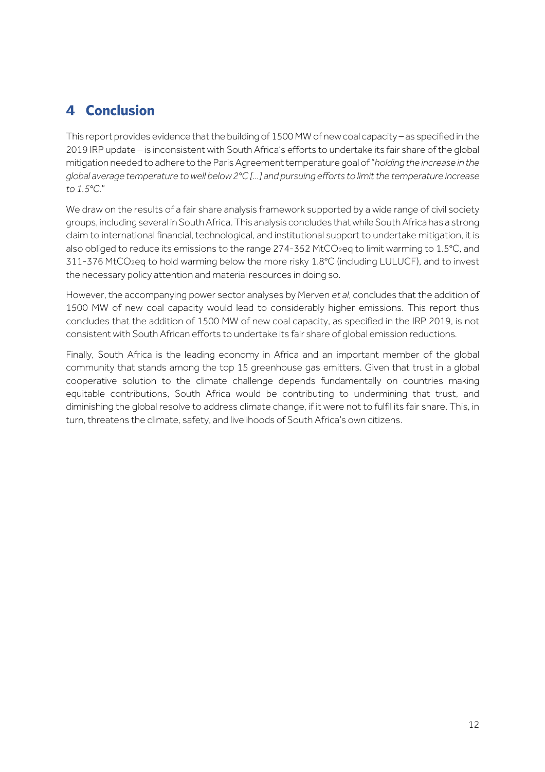# 4 Conclusion

This report provides evidence that the building of 1500 MW of new coal capacity – as specified in the 2019 IRP update – is inconsistent with South Africa's efforts to undertake its fair share of the global mitigation needed to adhere to the Paris Agreement temperature goal of "*holding the increase in the global average temperature to well below 2°C [...] and pursuing efforts to limit the temperature increase to 1.5°C.*"

We draw on the results of a fair share analysis framework supported by a wide range of civil society groups, including several in South Africa. This analysis concludes that while South Africa has a strong claim to international financial, technological, and institutional support to undertake mitigation, it is also obliged to reduce its emissions to the range 274-352 $MtCO_2eq$ to limit warming to 1.5°C, and 311-376 $MtCO_2eq$ to hold warming below the more risky 1.8°C (including LULUCF), and to invest the necessary policy attention and material resources in doing so.

However, the accompanying power sector analyses by Merven *et al*, concludes that the addition of 1500 MW of new coal capacity would lead to considerably higher emissions. This report thus concludes that the addition of 1500 MW of new coal capacity, as specified in the IRP 2019, is not consistent with South African efforts to undertake its fair share of global emission reductions.

Finally, South Africa is the leading economy in Africa and an important member of the global community that stands among the top 15 greenhouse gas emitters. Given that trust in a global cooperative solution to the climate challenge depends fundamentally on countries making equitable contributions, South Africa would be contributing to undermining that trust, and diminishing the global resolve to address climate change, if it were not to fulfil its fair share. This, in turn, threatens the climate, safety, and livelihoods of South Africa's own citizens.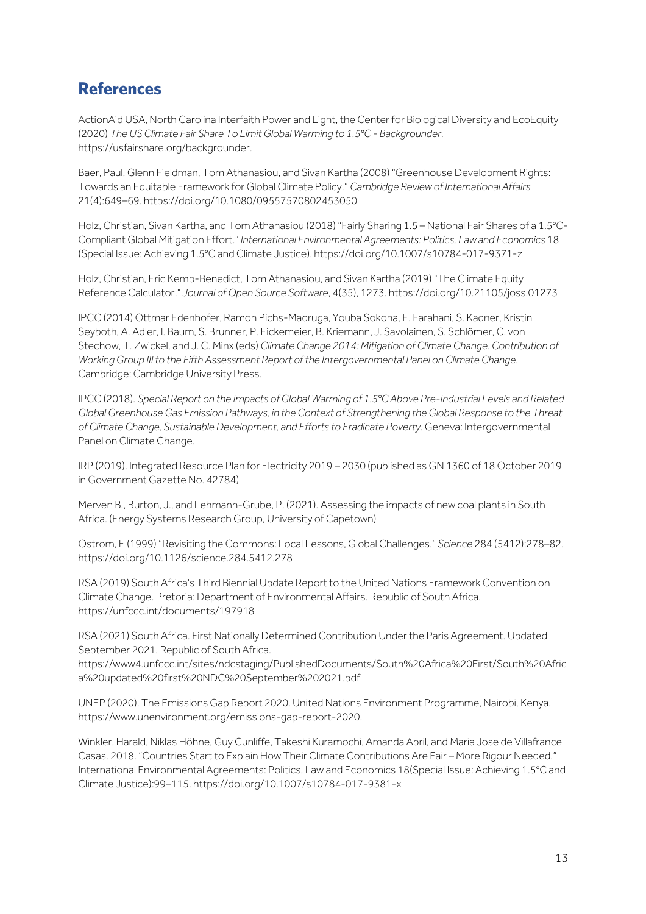## References

ActionAid USA, North Carolina Interfaith Power and Light, the Center for Biological Diversity and EcoEquity (2020) *The US Climate Fair Share To Limit Global Warming to 1.5°C - Backgrounder*. https://usfairshare.org/backgrounder.

Baer, Paul, Glenn Fieldman, Tom Athanasiou, and Sivan Kartha (2008) "Greenhouse Development Rights: Towards an Equitable Framework for Global Climate Policy." *Cambridge Review of International Affairs* 21(4):649–69. https://doi.org/10.1080/09557570802453050

Holz, Christian, Sivan Kartha, and Tom Athanasiou (2018) "Fairly Sharing 1.5 – National Fair Shares of a 1.5°C-Compliant Global Mitigation Effort." *International Environmental Agreements: Politics, Law and Economics* 18 (Special Issue: Achieving 1.5°C and Climate Justice). https://doi.org/10.1007/s10784-017-9371-z

Holz, Christian, Eric Kemp-Benedict, Tom Athanasiou, and Sivan Kartha (2019) "The Climate Equity Reference Calculator." *Journal of Open Source Software*, 4(35), 1273. https://doi.org/10.21105/joss.01273

IPCC (2014) Ottmar Edenhofer, Ramon Pichs-Madruga, Youba Sokona, E. Farahani, S. Kadner, Kristin Seyboth, A. Adler, I. Baum, S. Brunner, P. Eickemeier, B. Kriemann, J. Savolainen, S. Schlömer, C. von Stechow, T. Zwickel, and J. C. Minx (eds) *Climate Change 2014: Mitigation of Climate Change. Contribution of Working Group III to the Fifth Assessment Report of the Intergovernmental Panel on Climate Change*. Cambridge: Cambridge University Press.

IPCC (2018). *Special Report on the Impacts of Global Warming of 1.5°C Above Pre-Industrial Levels and Related Global Greenhouse Gas Emission Pathways, in the Context of Strengthening the Global Response to the Threat of Climate Change, Sustainable Development, and Efforts to Eradicate Poverty*. Geneva: Intergovernmental Panel on Climate Change.

IRP (2019). Integrated Resource Plan for Electricity 2019 – 2030 (published as GN 1360 of 18 October 2019 in Government Gazette No. 42784)

Merven B., Burton, J., and Lehmann-Grube, P. (2021). Assessing the impacts of new coal plants in South Africa. (Energy Systems Research Group, University of Capetown)

Ostrom, E (1999) "Revisiting the Commons: Local Lessons, Global Challenges." *Science* 284 (5412):278–82. https://doi.org/10.1126/science.284.5412.278

RSA (2019) South Africa's Third Biennial Update Report to the United Nations Framework Convention on Climate Change. Pretoria: Department of Environmental Affairs. Republic of South Africa. https://unfccc.int/documents/197918

RSA (2021) South Africa. First Nationally Determined Contribution Under the Paris Agreement. Updated September 2021. Republic of South Africa. https://www4.unfccc.int/sites/ndcstaging/PublishedDocuments/South%20Africa%20First/South%20Africa%20updated%20first%20NDC%20September%202021.pdf

UNEP (2020). The Emissions Gap Report 2020. United Nations Environment Programme, Nairobi, Kenya. https://www.unenvironment.org/emissions-gap-report-2020.

Winkler, Harald, Niklas Höhne, Guy Cunliffe, Takeshi Kuramochi, Amanda April, and Maria Jose de Villafrance Casas. 2018. "Countries Start to Explain How Their Climate Contributions Are Fair – More Rigour Needed." International Environmental Agreements: Politics, Law and Economics 18(Special Issue: Achieving 1.5°C and Climate Justice):99–115. https://doi.org/10.1007/s10784-017-9381-x